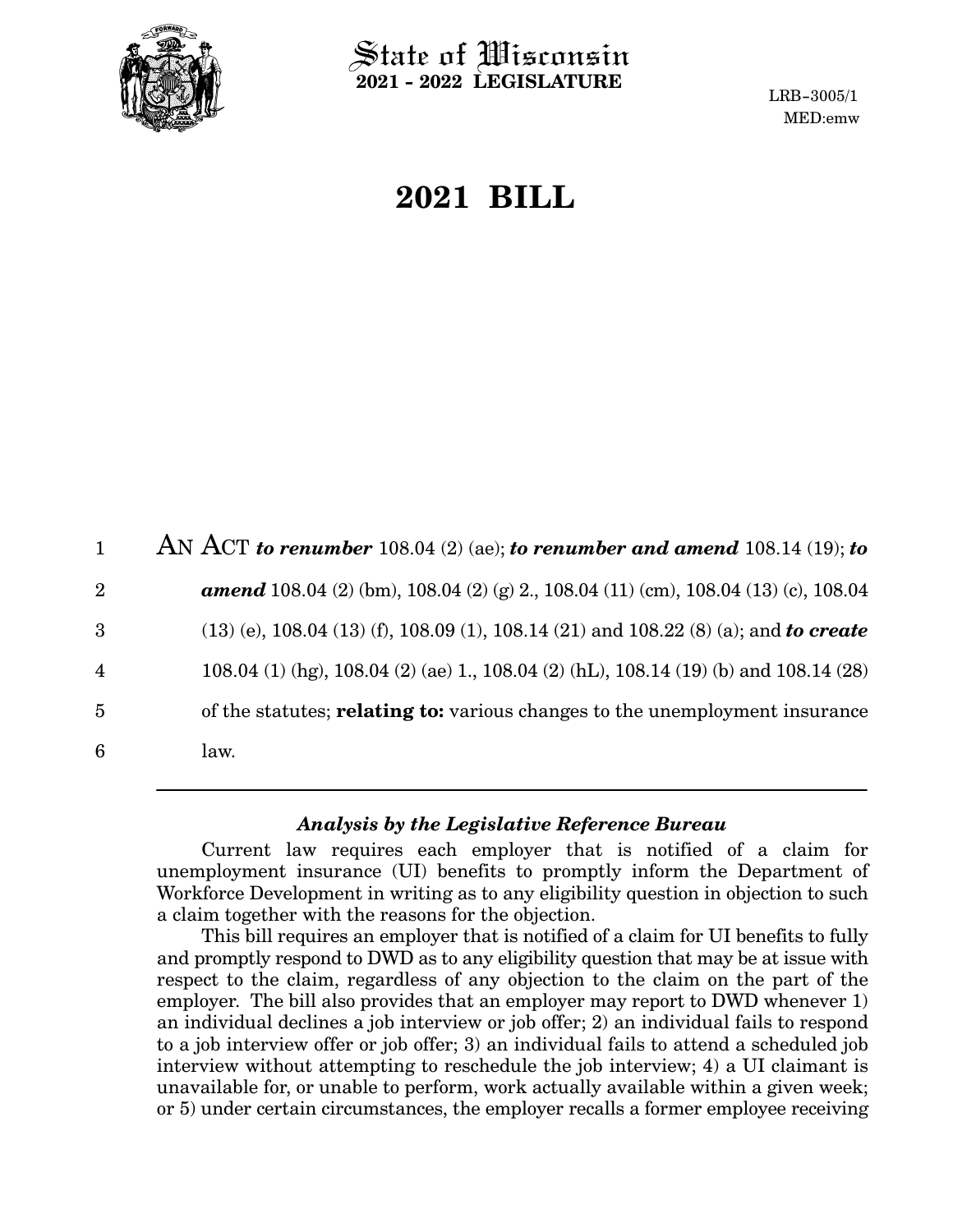# State of Wisconsin
**2021 - 2022 LEGISLATURE**

LRB-3005/1
MED:emw

# 2021 BILL

AN ACT ***to renumber*** 108.04 (2) (ae); ***to renumber and amend*** 108.14 (19); ***to amend*** 108.04 (2) (bm), 108.04 (2) (g) 2., 108.04 (11) (cm), 108.04 (13) (c), 108.04 (13) (e), 108.04 (13) (f), 108.09 (1), 108.14 (21) and 108.22 (8) (a); and ***to create*** 108.04 (1) (hg), 108.04 (2) (ae) 1., 108.04 (2) (hL), 108.14 (19) (b) and 108.14 (28) of the statutes; **relating to:** various changes to the unemployment insurance law.

---

### *Analysis by the Legislative Reference Bureau*

Current law requires each employer that is notified of a claim for unemployment insurance (UI) benefits to promptly inform the Department of Workforce Development in writing as to any eligibility question in objection to such a claim together with the reasons for the objection.

This bill requires an employer that is notified of a claim for UI benefits to fully and promptly respond to DWD as to any eligibility question that may be at issue with respect to the claim, regardless of any objection to the claim on the part of the employer. The bill also provides that an employer may report to DWD whenever 1) an individual declines a job interview or job offer; 2) an individual fails to respond to a job interview offer or job offer; 3) an individual fails to attend a scheduled job interview without attempting to reschedule the job interview; 4) a UI claimant is unavailable for, or unable to perform, work actually available within a given week; or 5) under certain circumstances, the employer recalls a former employee receiving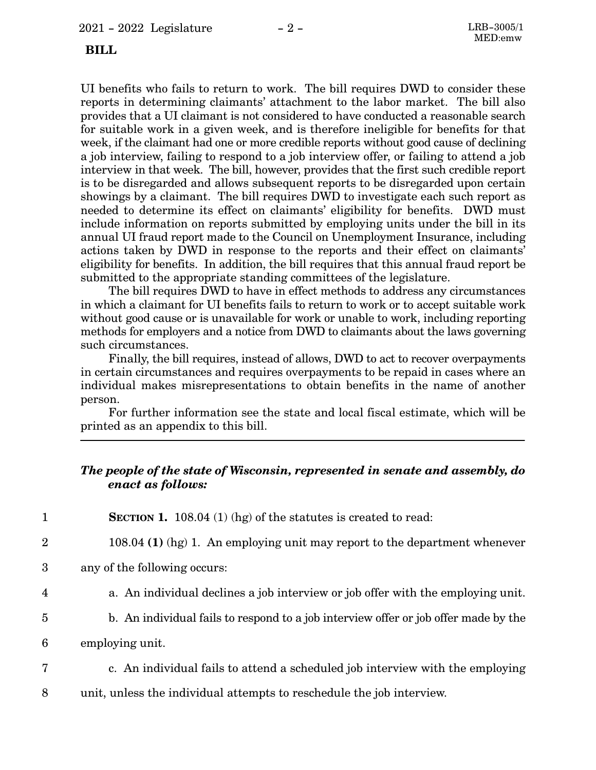UI benefits who fails to return to work. The bill requires DWD to consider these reports in determining claimants' attachment to the labor market. The bill also provides that a UI claimant is not considered to have conducted a reasonable search for suitable work in a given week, and is therefore ineligible for benefits for that week, if the claimant had one or more credible reports without good cause of declining a job interview, failing to respond to a job interview offer, or failing to attend a job interview in that week. The bill, however, provides that the first such credible report is to be disregarded and allows subsequent reports to be disregarded upon certain showings by a claimant. The bill requires DWD to investigate each such report as needed to determine its effect on claimants' eligibility for benefits. DWD must include information on reports submitted by employing units under the bill in its annual UI fraud report made to the Council on Unemployment Insurance, including actions taken by DWD in response to the reports and their effect on claimants' eligibility for benefits. In addition, the bill requires that this annual fraud report be submitted to the appropriate standing committees of the legislature.

The bill requires DWD to have in effect methods to address any circumstances in which a claimant for UI benefits fails to return to work or to accept suitable work without good cause or is unavailable for work or unable to work, including reporting methods for employers and a notice from DWD to claimants about the laws governing such circumstances.

Finally, the bill requires, instead of allows, DWD to act to recover overpayments in certain circumstances and requires overpayments to be repaid in cases where an individual makes misrepresentations to obtain benefits in the name of another person.

For further information see the state and local fiscal estimate, which will be printed as an appendix to this bill.

---

***The people of the state of Wisconsin, represented in senate and assembly, do enact as follows:***

**SECTION 1.** 108.04 (1) (hg) of the statutes is created to read:

108.04 **(1)** (hg) 1. An employing unit may report to the department whenever any of the following occurs:

a. An individual declines a job interview or job offer with the employing unit.

b. An individual fails to respond to a job interview offer or job offer made by the employing unit.

c. An individual fails to attend a scheduled job interview with the employing unit, unless the individual attempts to reschedule the job interview.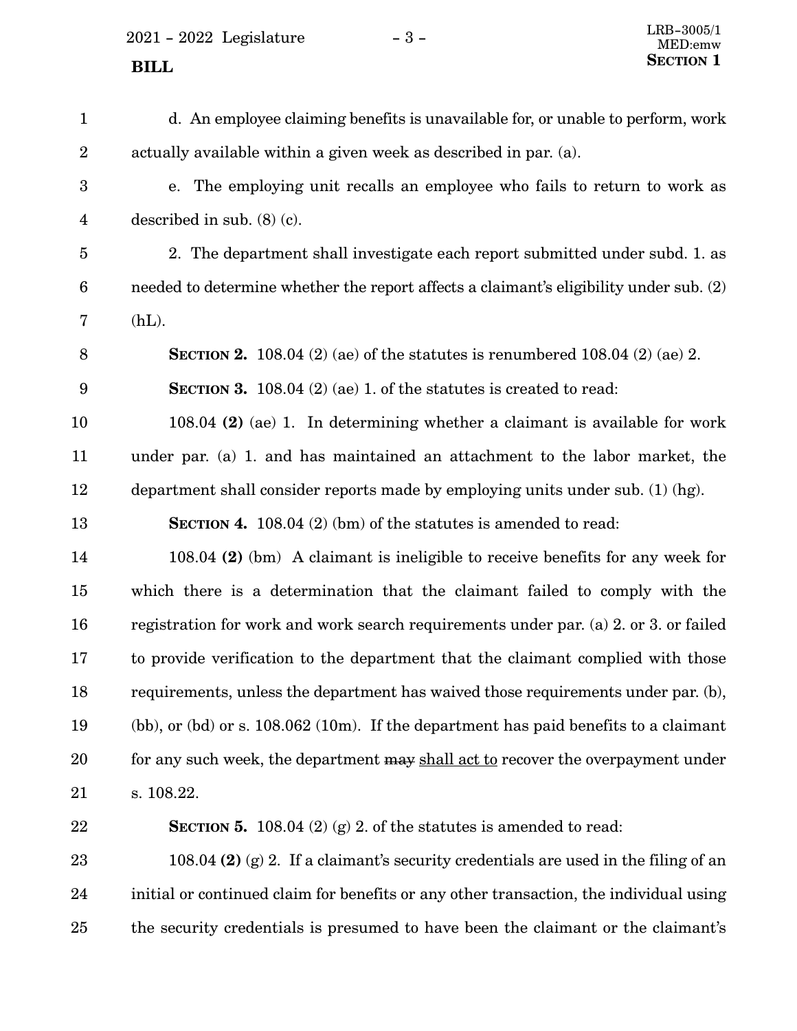d. An employee claiming benefits is unavailable for, or unable to perform, work actually available within a given week as described in par. (a).

e. The employing unit recalls an employee who fails to return to work as described in sub. (8) (c).

2. The department shall investigate each report submitted under subd. 1. as needed to determine whether the report affects a claimant's eligibility under sub. (2) (hL).

**SECTION 2.** 108.04 (2) (ae) of the statutes is renumbered 108.04 (2) (ae) 2.

**SECTION 3.** 108.04 (2) (ae) 1. of the statutes is created to read:

108.04 **(2)** (ae) 1. In determining whether a claimant is available for work under par. (a) 1. and has maintained an attachment to the labor market, the department shall consider reports made by employing units under sub. (1) (hg).

**SECTION 4.** 108.04 (2) (bm) of the statutes is amended to read:

108.04 **(2)** (bm) A claimant is ineligible to receive benefits for any week for which there is a determination that the claimant failed to comply with the registration for work and work search requirements under par. (a) 2. or 3. or failed to provide verification to the department that the claimant complied with those requirements, unless the department has waived those requirements under par. (b), (bb), or (bd) or s. 108.062 (10m). If the department has paid benefits to a claimant for any such week, the department ~~may~~ <u>shall act to</u> recover the overpayment under s. 108.22.

**SECTION 5.** 108.04 (2) (g) 2. of the statutes is amended to read:

108.04 **(2)** (g) 2. If a claimant's security credentials are used in the filing of an initial or continued claim for benefits or any other transaction, the individual using the security credentials is presumed to have been the claimant or the claimant's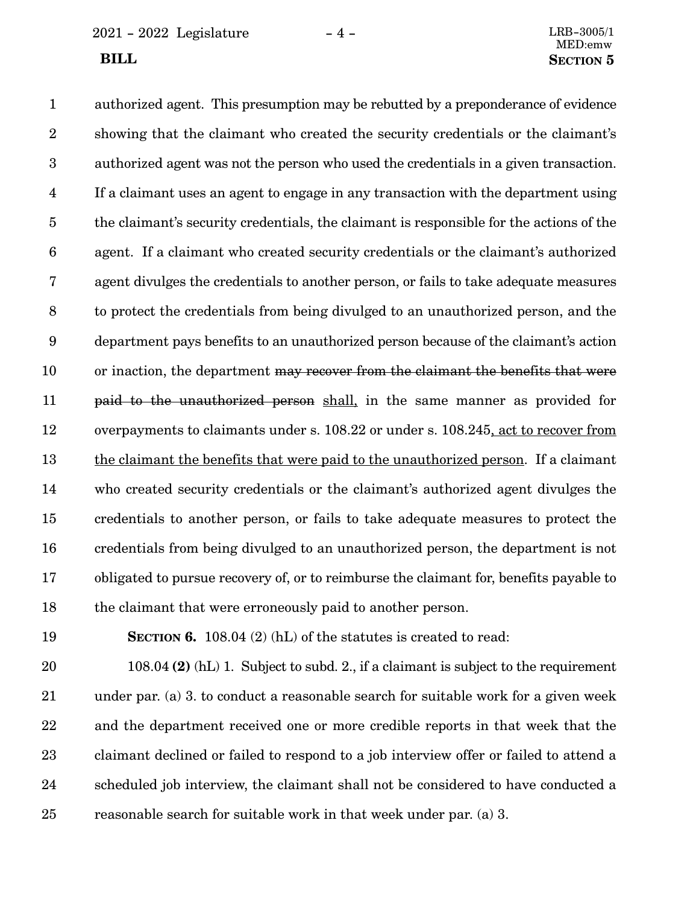authorized agent. This presumption may be rebutted by a preponderance of evidence showing that the claimant who created the security credentials or the claimant's authorized agent was not the person who used the credentials in a given transaction. If a claimant uses an agent to engage in any transaction with the department using the claimant's security credentials, the claimant is responsible for the actions of the agent. If a claimant who created security credentials or the claimant's authorized agent divulges the credentials to another person, or fails to take adequate measures to protect the credentials from being divulged to an unauthorized person, and the department pays benefits to an unauthorized person because of the claimant's action or inaction, the department ~~may recover from the claimant the benefits that were paid to the unauthorized person~~ <u>shall,</u> in the same manner as provided for overpayments to claimants under s. 108.22 or under s. 108.245<u>, act to recover from the claimant the benefits that were paid to the unauthorized person</u>. If a claimant who created security credentials or the claimant's authorized agent divulges the credentials to another person, or fails to take adequate measures to protect the credentials from being divulged to an unauthorized person, the department is not obligated to pursue recovery of, or to reimburse the claimant for, benefits payable to the claimant that were erroneously paid to another person.

**SECTION 6.** 108.04 (2) (hL) of the statutes is created to read:

108.04 **(2)** (hL) 1. Subject to subd. 2., if a claimant is subject to the requirement under par. (a) 3. to conduct a reasonable search for suitable work for a given week and the department received one or more credible reports in that week that the claimant declined or failed to respond to a job interview offer or failed to attend a scheduled job interview, the claimant shall not be considered to have conducted a reasonable search for suitable work in that week under par. (a) 3.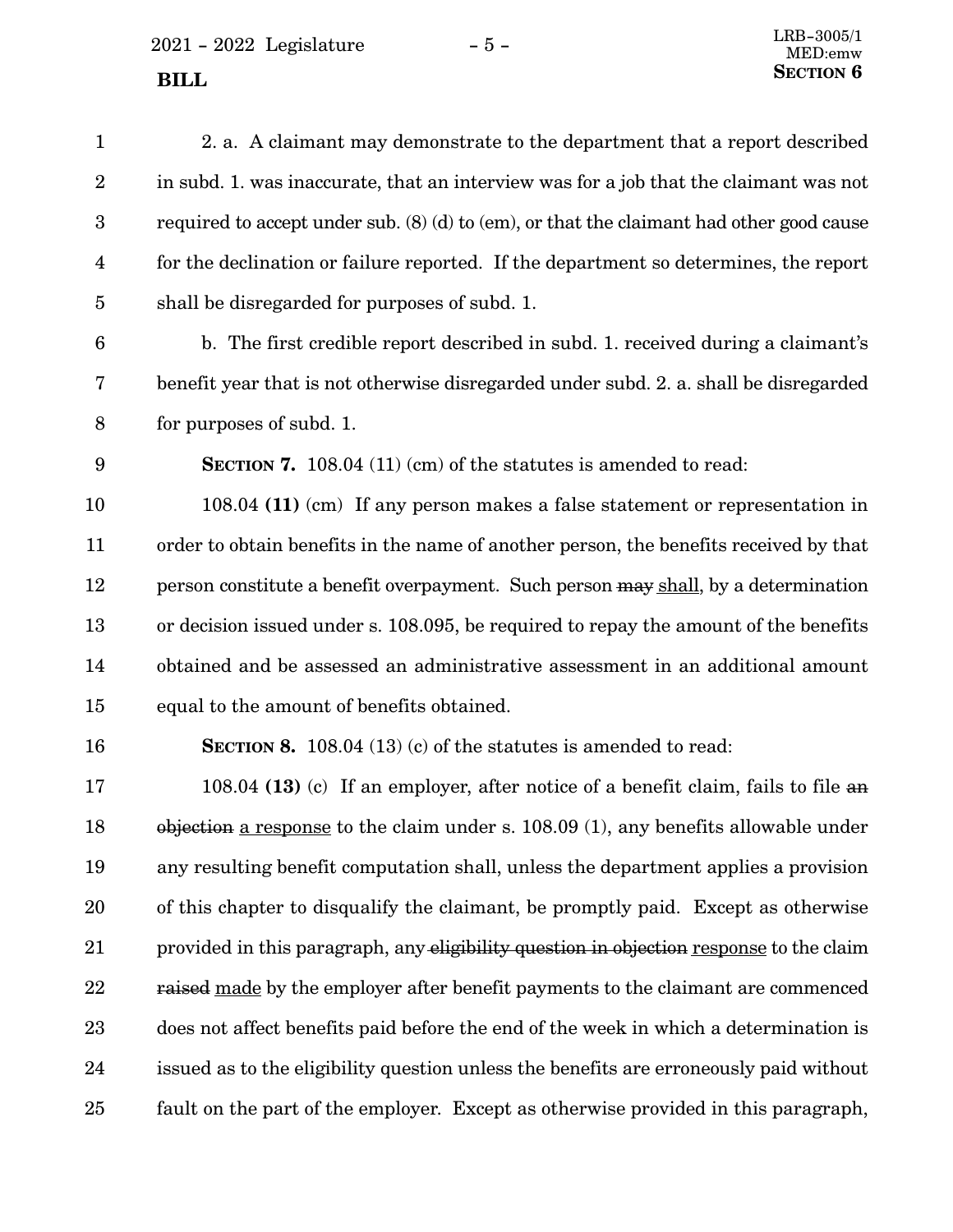2. a. A claimant may demonstrate to the department that a report described in subd. 1. was inaccurate, that an interview was for a job that the claimant was not required to accept under sub. (8) (d) to (em), or that the claimant had other good cause for the declination or failure reported. If the department so determines, the report shall be disregarded for purposes of subd. 1.

b. The first credible report described in subd. 1. received during a claimant's benefit year that is not otherwise disregarded under subd. 2. a. shall be disregarded for purposes of subd. 1.

**SECTION 7.** 108.04 (11) (cm) of the statutes is amended to read:

108.04 **(11)** (cm) If any person makes a false statement or representation in order to obtain benefits in the name of another person, the benefits received by that person constitute a benefit overpayment. Such person ~~may~~ <u>shall</u>, by a determination or decision issued under s. 108.095, be required to repay the amount of the benefits obtained and be assessed an administrative assessment in an additional amount equal to the amount of benefits obtained.

**SECTION 8.** 108.04 (13) (c) of the statutes is amended to read:

108.04 **(13)** (c) If an employer, after notice of a benefit claim, fails to file ~~an objection~~ <u>a response</u> to the claim under s. 108.09 (1), any benefits allowable under any resulting benefit computation shall, unless the department applies a provision of this chapter to disqualify the claimant, be promptly paid. Except as otherwise provided in this paragraph, any ~~eligibility question in objection~~ <u>response</u> to the claim ~~raised~~ <u>made</u> by the employer after benefit payments to the claimant are commenced does not affect benefits paid before the end of the week in which a determination is issued as to the eligibility question unless the benefits are erroneously paid without fault on the part of the employer. Except as otherwise provided in this paragraph,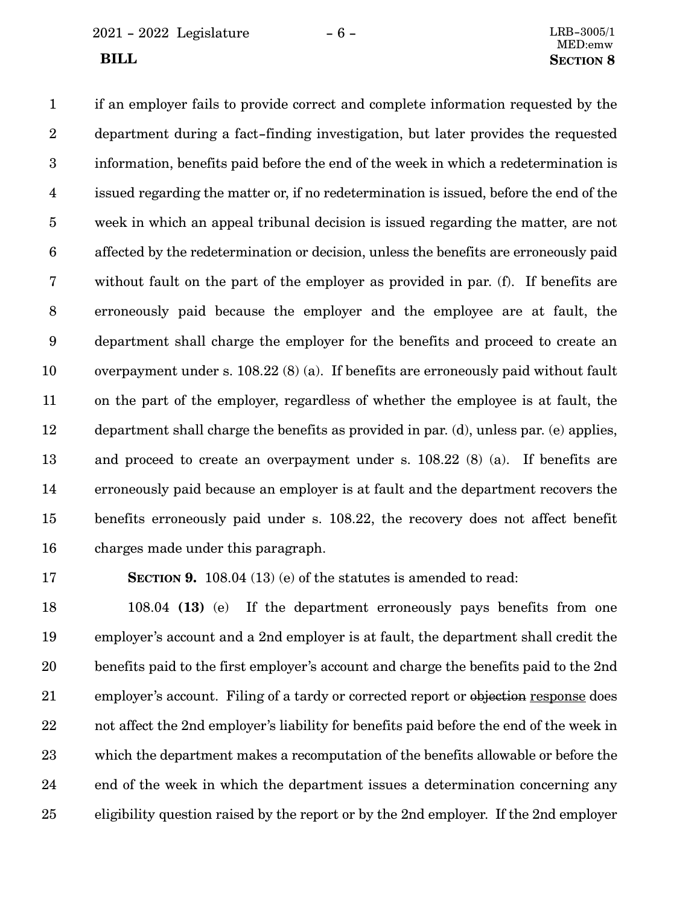if an employer fails to provide correct and complete information requested by the department during a fact-finding investigation, but later provides the requested information, benefits paid before the end of the week in which a redetermination is issued regarding the matter or, if no redetermination is issued, before the end of the week in which an appeal tribunal decision is issued regarding the matter, are not affected by the redetermination or decision, unless the benefits are erroneously paid without fault on the part of the employer as provided in par. (f). If benefits are erroneously paid because the employer and the employee are at fault, the department shall charge the employer for the benefits and proceed to create an overpayment under s. 108.22 (8) (a). If benefits are erroneously paid without fault on the part of the employer, regardless of whether the employee is at fault, the department shall charge the benefits as provided in par. (d), unless par. (e) applies, and proceed to create an overpayment under s. 108.22 (8) (a). If benefits are erroneously paid because an employer is at fault and the department recovers the benefits erroneously paid under s. 108.22, the recovery does not affect benefit charges made under this paragraph.

**SECTION 9.** 108.04 (13) (e) of the statutes is amended to read:

108.04 **(13)** (e) If the department erroneously pays benefits from one employer's account and a 2nd employer is at fault, the department shall credit the benefits paid to the first employer's account and charge the benefits paid to the 2nd employer's account. Filing of a tardy or corrected report or ~~objection~~ response does not affect the 2nd employer's liability for benefits paid before the end of the week in which the department makes a recomputation of the benefits allowable or before the end of the week in which the department issues a determination concerning any eligibility question raised by the report or by the 2nd employer. If the 2nd employer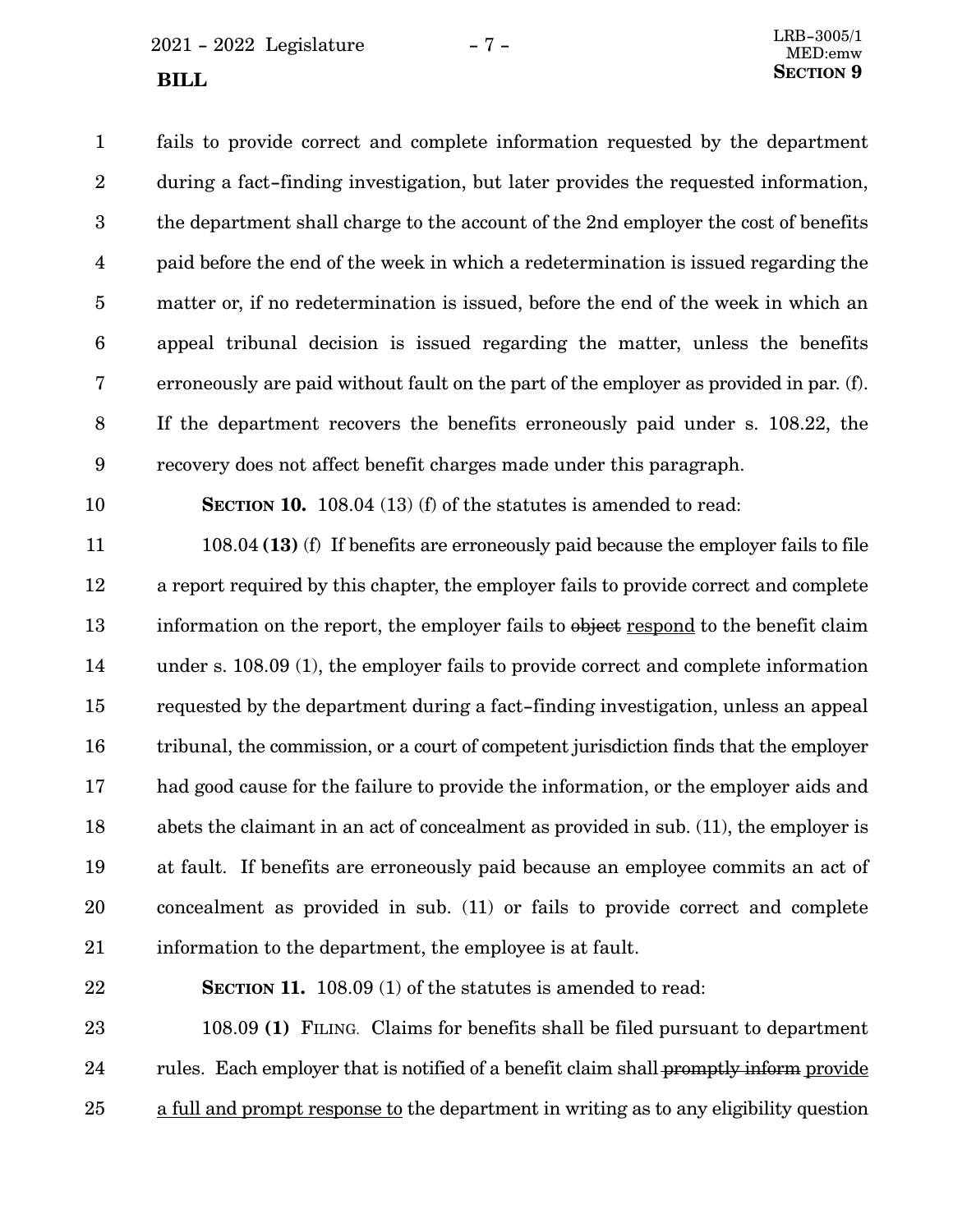fails to provide correct and complete information requested by the department during a fact-finding investigation, but later provides the requested information, the department shall charge to the account of the 2nd employer the cost of benefits paid before the end of the week in which a redetermination is issued regarding the matter or, if no redetermination is issued, before the end of the week in which an appeal tribunal decision is issued regarding the matter, unless the benefits erroneously are paid without fault on the part of the employer as provided in par. (f). If the department recovers the benefits erroneously paid under s. 108.22, the recovery does not affect benefit charges made under this paragraph.

**SECTION 10.** 108.04 (13) (f) of the statutes is amended to read:

108.04 **(13)** (f) If benefits are erroneously paid because the employer fails to file a report required by this chapter, the employer fails to provide correct and complete information on the report, the employer fails to ~~object~~ respond to the benefit claim under s. 108.09 (1), the employer fails to provide correct and complete information requested by the department during a fact-finding investigation, unless an appeal tribunal, the commission, or a court of competent jurisdiction finds that the employer had good cause for the failure to provide the information, or the employer aids and abets the claimant in an act of concealment as provided in sub. (11), the employer is at fault. If benefits are erroneously paid because an employee commits an act of concealment as provided in sub. (11) or fails to provide correct and complete information to the department, the employee is at fault.

**SECTION 11.** 108.09 (1) of the statutes is amended to read:

108.09 **(1)** FILING. Claims for benefits shall be filed pursuant to department rules. Each employer that is notified of a benefit claim shall ~~promptly inform~~ provide a full and prompt response to the department in writing as to any eligibility question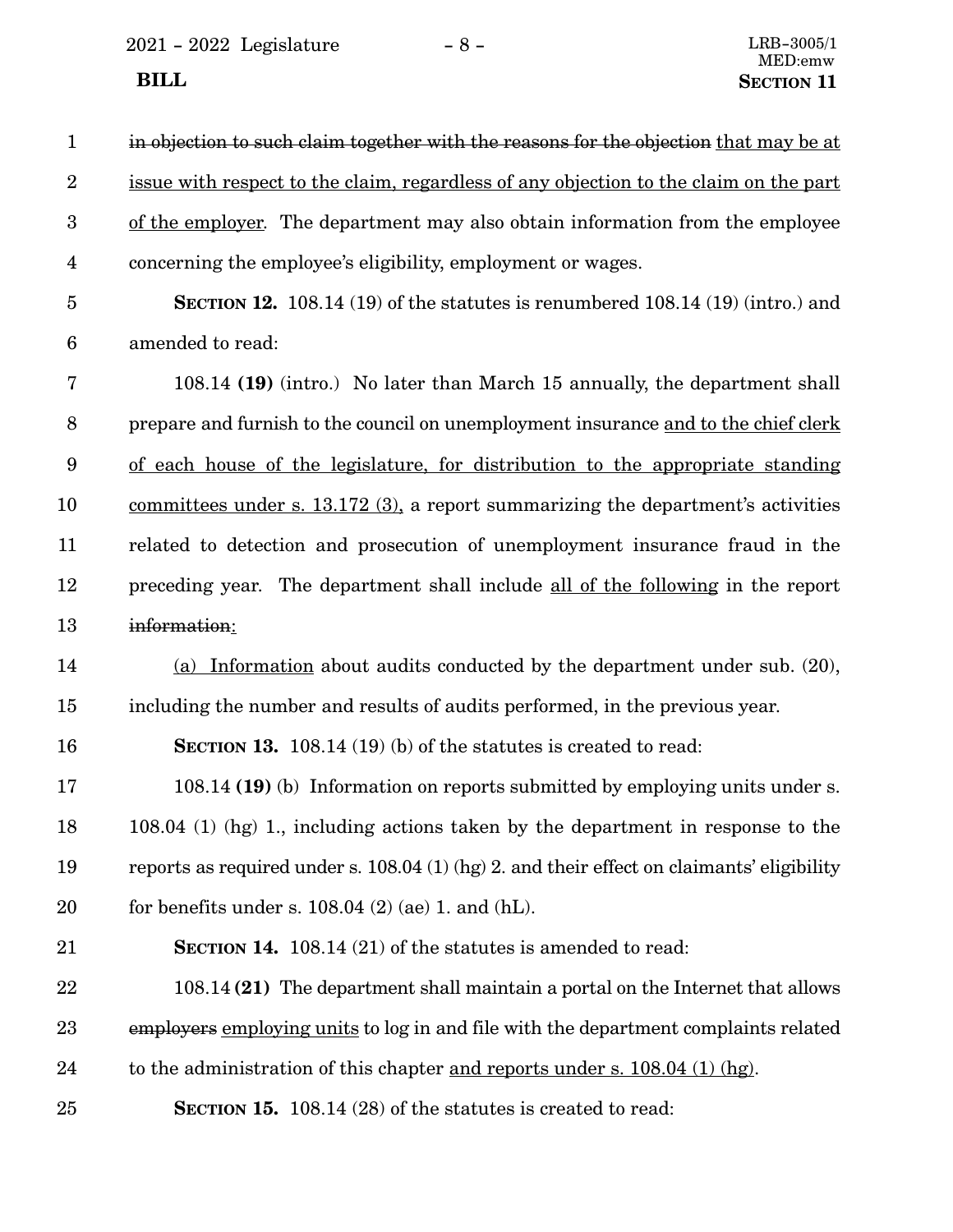~~in objection to such claim together with the reasons for the objection~~ <u>that may be at issue with respect to the claim, regardless of any objection to the claim on the part of the employer</u>. The department may also obtain information from the employee concerning the employee's eligibility, employment or wages.

**SECTION 12.** 108.14 (19) of the statutes is renumbered 108.14 (19) (intro.) and amended to read:

108.14 **(19)** (intro.) No later than March 15 annually, the department shall prepare and furnish to the council on unemployment insurance <u>and to the chief clerk of each house of the legislature, for distribution to the appropriate standing committees under s. 13.172 (3),</u> a report summarizing the department's activities related to detection and prosecution of unemployment insurance fraud in the preceding year. The department shall include <u>all of the following</u> in the report ~~information~~<u>:</u>

<u>(a) Information</u> about audits conducted by the department under sub. (20), including the number and results of audits performed, in the previous year.

**SECTION 13.** 108.14 (19) (b) of the statutes is created to read:

108.14 **(19)** (b) Information on reports submitted by employing units under s. 108.04 (1) (hg) 1., including actions taken by the department in response to the reports as required under s. 108.04 (1) (hg) 2. and their effect on claimants' eligibility for benefits under s. 108.04 (2) (ae) 1. and (hL).

**SECTION 14.** 108.14 (21) of the statutes is amended to read:

108.14 **(21)** The department shall maintain a portal on the Internet that allows ~~employers~~ <u>employing units</u> to log in and file with the department complaints related to the administration of this chapter <u>and reports under s. 108.04 (1) (hg)</u>.

**SECTION 15.** 108.14 (28) of the statutes is created to read: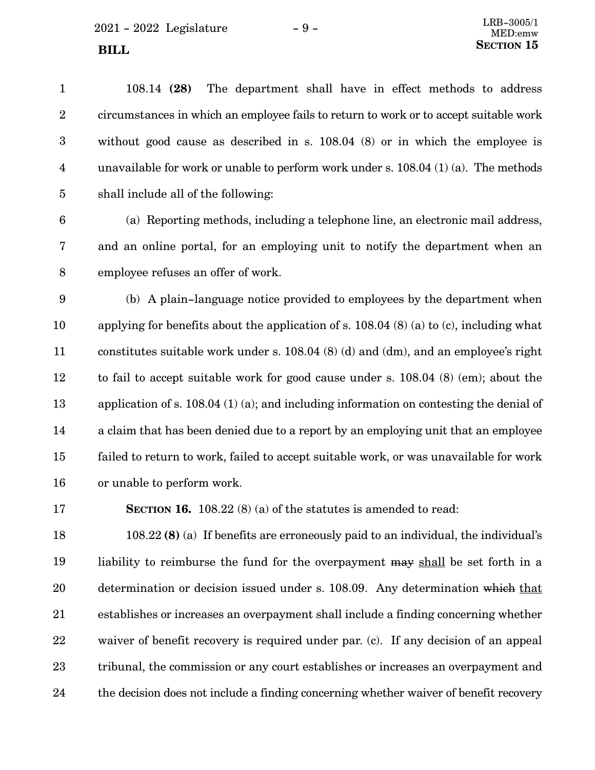108.14 **(28)** The department shall have in effect methods to address circumstances in which an employee fails to return to work or to accept suitable work without good cause as described in s. 108.04 (8) or in which the employee is unavailable for work or unable to perform work under s. 108.04 (1) (a). The methods shall include all of the following:

(a) Reporting methods, including a telephone line, an electronic mail address, and an online portal, for an employing unit to notify the department when an employee refuses an offer of work.

(b) A plain-language notice provided to employees by the department when applying for benefits about the application of s. 108.04 (8) (a) to (c), including what constitutes suitable work under s. 108.04 (8) (d) and (dm), and an employee's right to fail to accept suitable work for good cause under s. 108.04 (8) (em); about the application of s. 108.04 (1) (a); and including information on contesting the denial of a claim that has been denied due to a report by an employing unit that an employee failed to return to work, failed to accept suitable work, or was unavailable for work or unable to perform work.

**SECTION 16.** 108.22 (8) (a) of the statutes is amended to read:

108.22 **(8)** (a) If benefits are erroneously paid to an individual, the individual's liability to reimburse the fund for the overpayment ~~may~~ shall be set forth in a determination or decision issued under s. 108.09. Any determination ~~which~~ that establishes or increases an overpayment shall include a finding concerning whether waiver of benefit recovery is required under par. (c). If any decision of an appeal tribunal, the commission or any court establishes or increases an overpayment and the decision does not include a finding concerning whether waiver of benefit recovery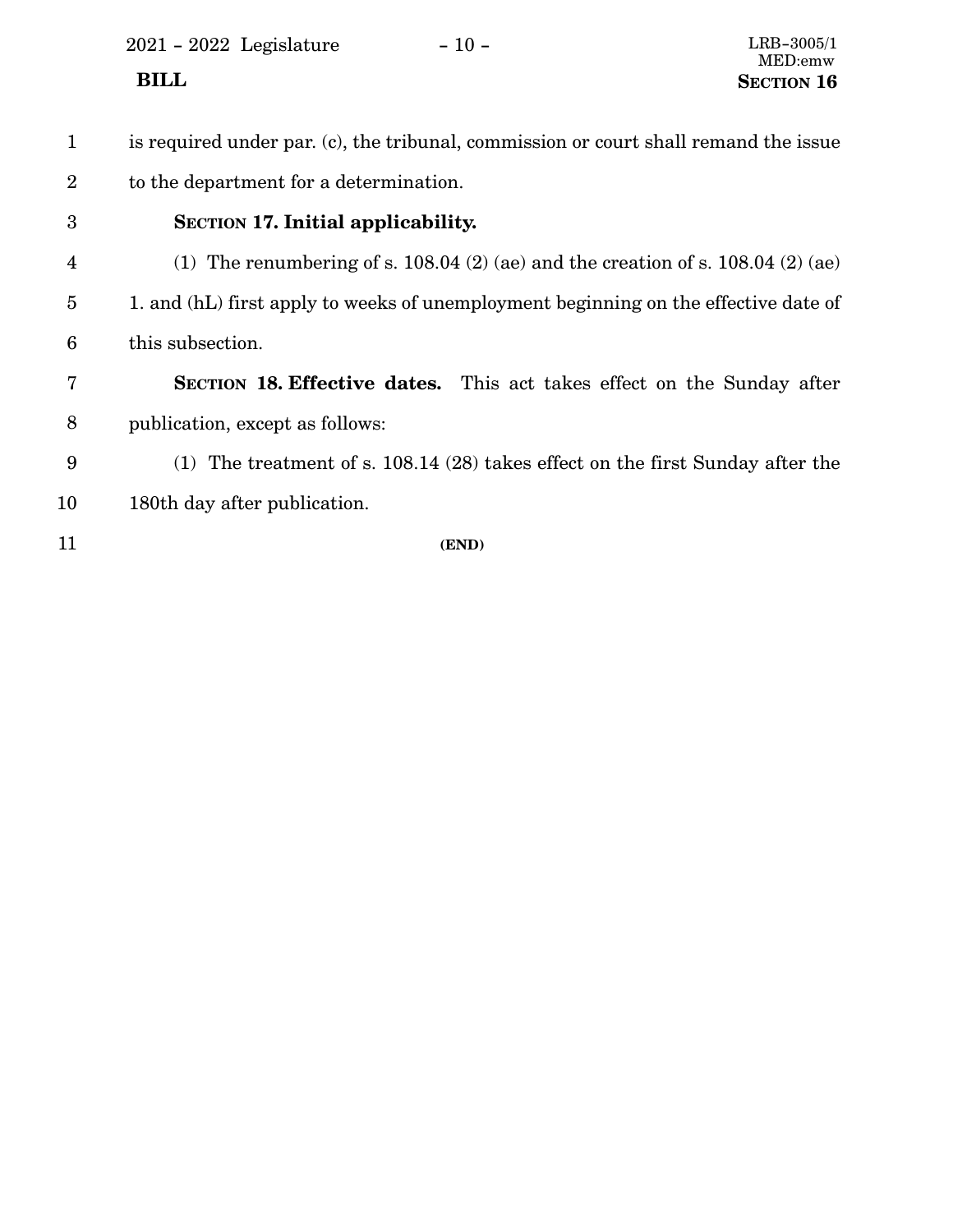is required under par. (c), the tribunal, commission or court shall remand the issue to the department for a determination.

**SECTION 17. Initial applicability.**

(1) The renumbering of s. 108.04 (2) (ae) and the creation of s. 108.04 (2) (ae) 1. and (hL) first apply to weeks of unemployment beginning on the effective date of this subsection.

**SECTION 18. Effective dates.** This act takes effect on the Sunday after publication, except as follows:

(1) The treatment of s. 108.14 (28) takes effect on the first Sunday after the 180th day after publication.

**(END)**